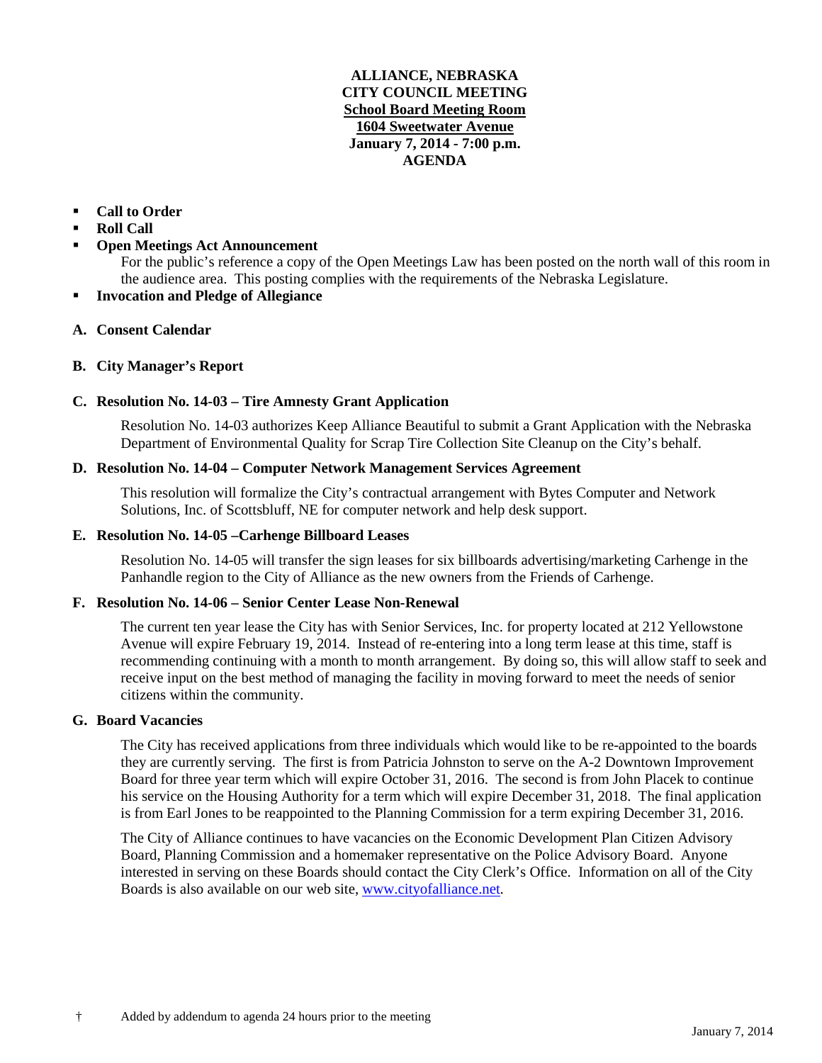# ALLIANCE, NEBRASKA
# CITY COUNCIL MEETING
## School Board Meeting Room
## 1604 Sweetwater Avenue
## January 7, 2014 - 7:00 p.m.
## AGENDA

- **Call to Order**
- **Roll Call**
- **Open Meetings Act Announcement**

  For the public's reference a copy of the Open Meetings Law has been posted on the north wall of this room in the audience area. This posting complies with the requirements of the Nebraska Legislature.
- **Invocation and Pledge of Allegiance**

**A. Consent Calendar**

**B. City Manager's Report**

**C. Resolution No. 14-03 – Tire Amnesty Grant Application**

Resolution No. 14-03 authorizes Keep Alliance Beautiful to submit a Grant Application with the Nebraska Department of Environmental Quality for Scrap Tire Collection Site Cleanup on the City's behalf.

**D. Resolution No. 14-04 – Computer Network Management Services Agreement**

This resolution will formalize the City's contractual arrangement with Bytes Computer and Network Solutions, Inc. of Scottsbluff, NE for computer network and help desk support.

**E. Resolution No. 14-05 –Carhenge Billboard Leases**

Resolution No. 14-05 will transfer the sign leases for six billboards advertising/marketing Carhenge in the Panhandle region to the City of Alliance as the new owners from the Friends of Carhenge.

**F. Resolution No. 14-06 – Senior Center Lease Non-Renewal**

The current ten year lease the City has with Senior Services, Inc. for property located at 212 Yellowstone Avenue will expire February 19, 2014. Instead of re-entering into a long term lease at this time, staff is recommending continuing with a month to month arrangement. By doing so, this will allow staff to seek and receive input on the best method of managing the facility in moving forward to meet the needs of senior citizens within the community.

**G. Board Vacancies**

The City has received applications from three individuals which would like to be re-appointed to the boards they are currently serving. The first is from Patricia Johnston to serve on the A-2 Downtown Improvement Board for three year term which will expire October 31, 2016. The second is from John Placek to continue his service on the Housing Authority for a term which will expire December 31, 2018. The final application is from Earl Jones to be reappointed to the Planning Commission for a term expiring December 31, 2016.

The City of Alliance continues to have vacancies on the Economic Development Plan Citizen Advisory Board, Planning Commission and a homemaker representative on the Police Advisory Board. Anyone interested in serving on these Boards should contact the City Clerk's Office. Information on all of the City Boards is also available on our web site, www.cityofalliance.net.

† Added by addendum to agenda 24 hours prior to the meeting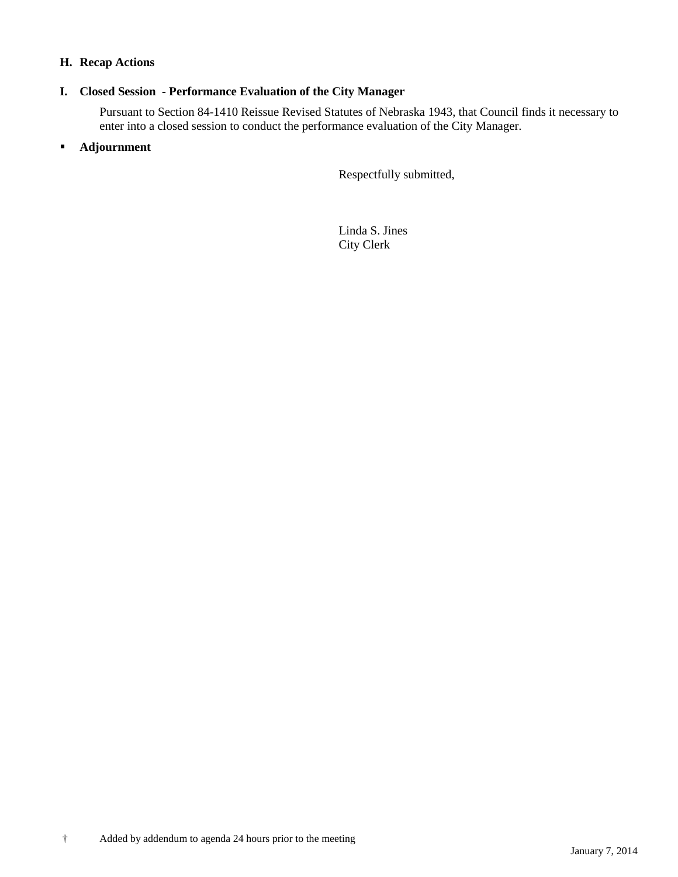**H. Recap Actions**

**I. Closed Session - Performance Evaluation of the City Manager**

Pursuant to Section 84-1410 Reissue Revised Statutes of Nebraska 1943, that Council finds it necessary to enter into a closed session to conduct the performance evaluation of the City Manager.

- **Adjournment**

Respectfully submitted,

Linda S. Jines
City Clerk

† Added by addendum to agenda 24 hours prior to the meeting

January 7, 2014